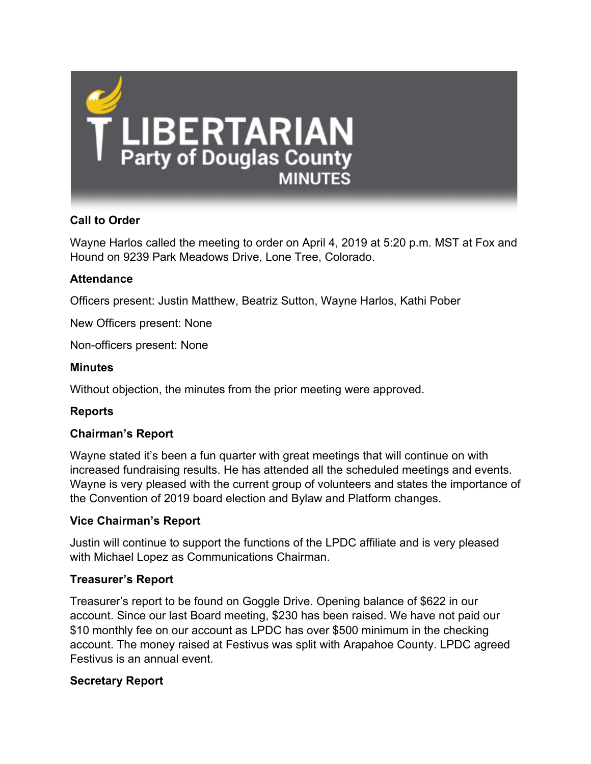# LIBERTARIAN Party of Douglas County MINUTES

## Call to Order

Wayne Harlos called the meeting to order on April 4, 2019 at 5:20 p.m. MST at Fox and Hound on 9239 Park Meadows Drive, Lone Tree, Colorado.

## Attendance

Officers present: Justin Matthew, Beatriz Sutton, Wayne Harlos, Kathi Pober

New Officers present: None

Non-officers present: None

## Minutes

Without objection, the minutes from the prior meeting were approved.

## Reports

### Chairman's Report

Wayne stated it's been a fun quarter with great meetings that will continue on with increased fundraising results. He has attended all the scheduled meetings and events. Wayne is very pleased with the current group of volunteers and states the importance of the Convention of 2019 board election and Bylaw and Platform changes.

### Vice Chairman's Report

Justin will continue to support the functions of the LPDC affiliate and is very pleased with Michael Lopez as Communications Chairman.

### Treasurer's Report

Treasurer's report to be found on Goggle Drive. Opening balance of $622 in our account. Since our last Board meeting, $230 has been raised. We have not paid our $10 monthly fee on our account as LPDC has over $500 minimum in the checking account. The money raised at Festivus was split with Arapahoe County. LPDC agreed Festivus is an annual event.

### Secretary Report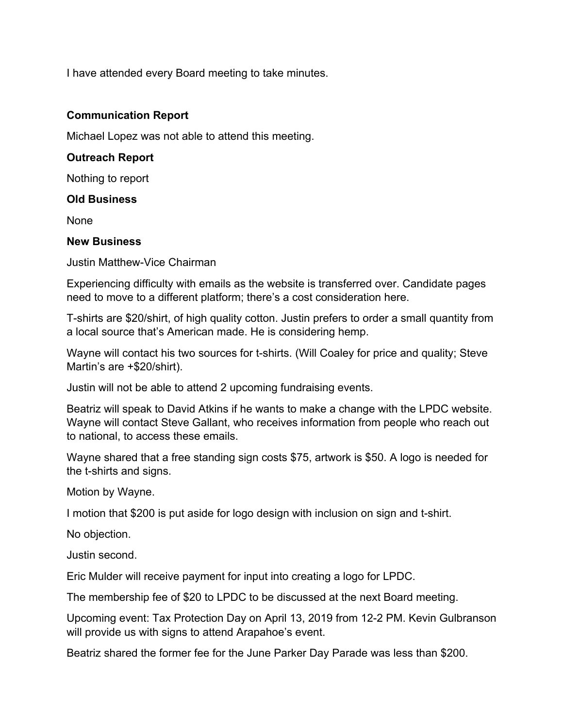I have attended every Board meeting to take minutes.

**Communication Report**

Michael Lopez was not able to attend this meeting.

**Outreach Report**

Nothing to report

**Old Business**

None

**New Business**

Justin Matthew-Vice Chairman

Experiencing difficulty with emails as the website is transferred over. Candidate pages need to move to a different platform; there's a cost consideration here.

T-shirts are $20/shirt, of high quality cotton. Justin prefers to order a small quantity from a local source that's American made. He is considering hemp.

Wayne will contact his two sources for t-shirts. (Will Coaley for price and quality; Steve Martin's are +$20/shirt).

Justin will not be able to attend 2 upcoming fundraising events.

Beatriz will speak to David Atkins if he wants to make a change with the LPDC website. Wayne will contact Steve Gallant, who receives information from people who reach out to national, to access these emails.

Wayne shared that a free standing sign costs $75, artwork is $50. A logo is needed for the t-shirts and signs.

Motion by Wayne.

I motion that $200 is put aside for logo design with inclusion on sign and t-shirt.

No objection.

Justin second.

Eric Mulder will receive payment for input into creating a logo for LPDC.

The membership fee of $20 to LPDC to be discussed at the next Board meeting.

Upcoming event: Tax Protection Day on April 13, 2019 from 12-2 PM. Kevin Gulbranson will provide us with signs to attend Arapahoe's event.

Beatriz shared the former fee for the June Parker Day Parade was less than $200.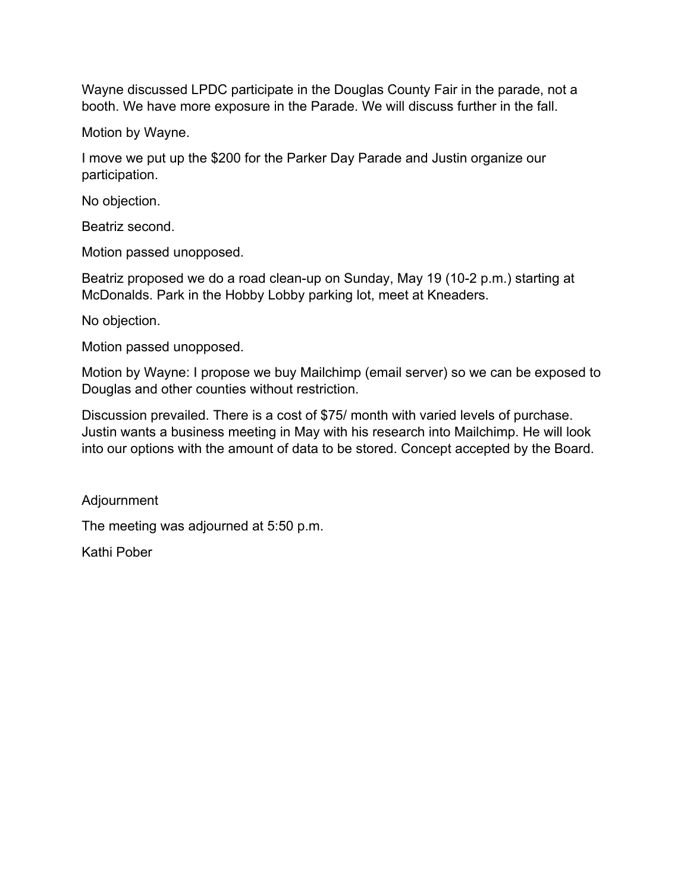Wayne discussed LPDC participate in the Douglas County Fair in the parade, not a booth. We have more exposure in the Parade. We will discuss further in the fall.

Motion by Wayne.

I move we put up the $200 for the Parker Day Parade and Justin organize our participation.

No objection.

Beatriz second.

Motion passed unopposed.

Beatriz proposed we do a road clean-up on Sunday, May 19 (10-2 p.m.) starting at McDonalds. Park in the Hobby Lobby parking lot, meet at Kneaders.

No objection.

Motion passed unopposed.

Motion by Wayne: I propose we buy Mailchimp (email server) so we can be exposed to Douglas and other counties without restriction.

Discussion prevailed. There is a cost of $75/ month with varied levels of purchase. Justin wants a business meeting in May with his research into Mailchimp. He will look into our options with the amount of data to be stored. Concept accepted by the Board.

Adjournment

The meeting was adjourned at 5:50 p.m.

Kathi Pober